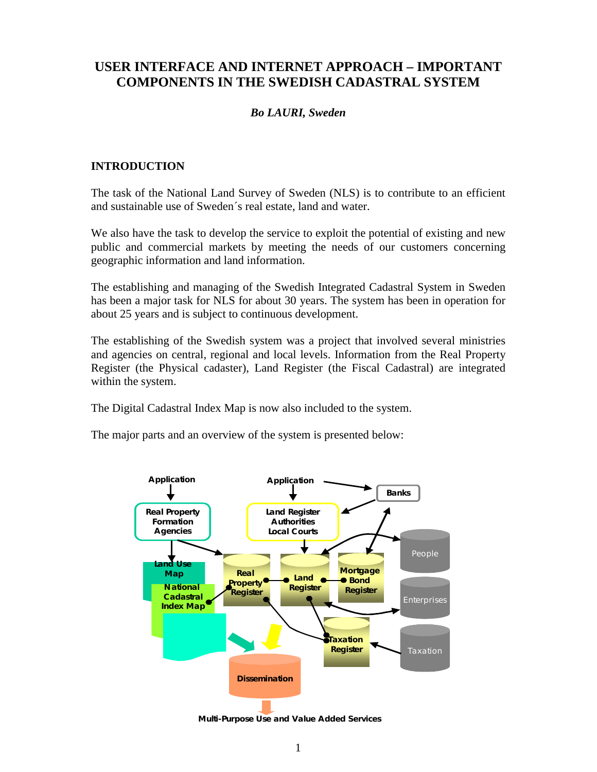# USER INTERFACE AND INTERNET APPROACH – IMPORTANT COMPONENTS IN THE SWEDISH CADASTRAL SYSTEM

***Bo LAURI, Sweden***

## INTRODUCTION

The task of the National Land Survey of Sweden (NLS) is to contribute to an efficient and sustainable use of Sweden´s real estate, land and water.

We also have the task to develop the service to exploit the potential of existing and new public and commercial markets by meeting the needs of our customers concerning geographic information and land information.

The establishing and managing of the Swedish Integrated Cadastral System in Sweden has been a major task for NLS for about 30 years. The system has been in operation for about 25 years and is subject to continuous development.

The establishing of the Swedish system was a project that involved several ministries and agencies on central, regional and local levels. Information from the Real Property Register (the Physical cadaster), Land Register (the Fiscal Cadastral) are integrated within the system.

The Digital Cadastral Index Map is now also included to the system.

The major parts and an overview of the system is presented below:

Application | Application | Banks | Real Property Formation Agencies | Land Register Authorities Local Courts | Land Use Map | National Cadastral Index Map | Real Property Register | Land Register | Mortgage Bond Register | People | Enterprises | Taxation | Taxation Register | Dissemination | Multi-Purpose Use and Value Added Services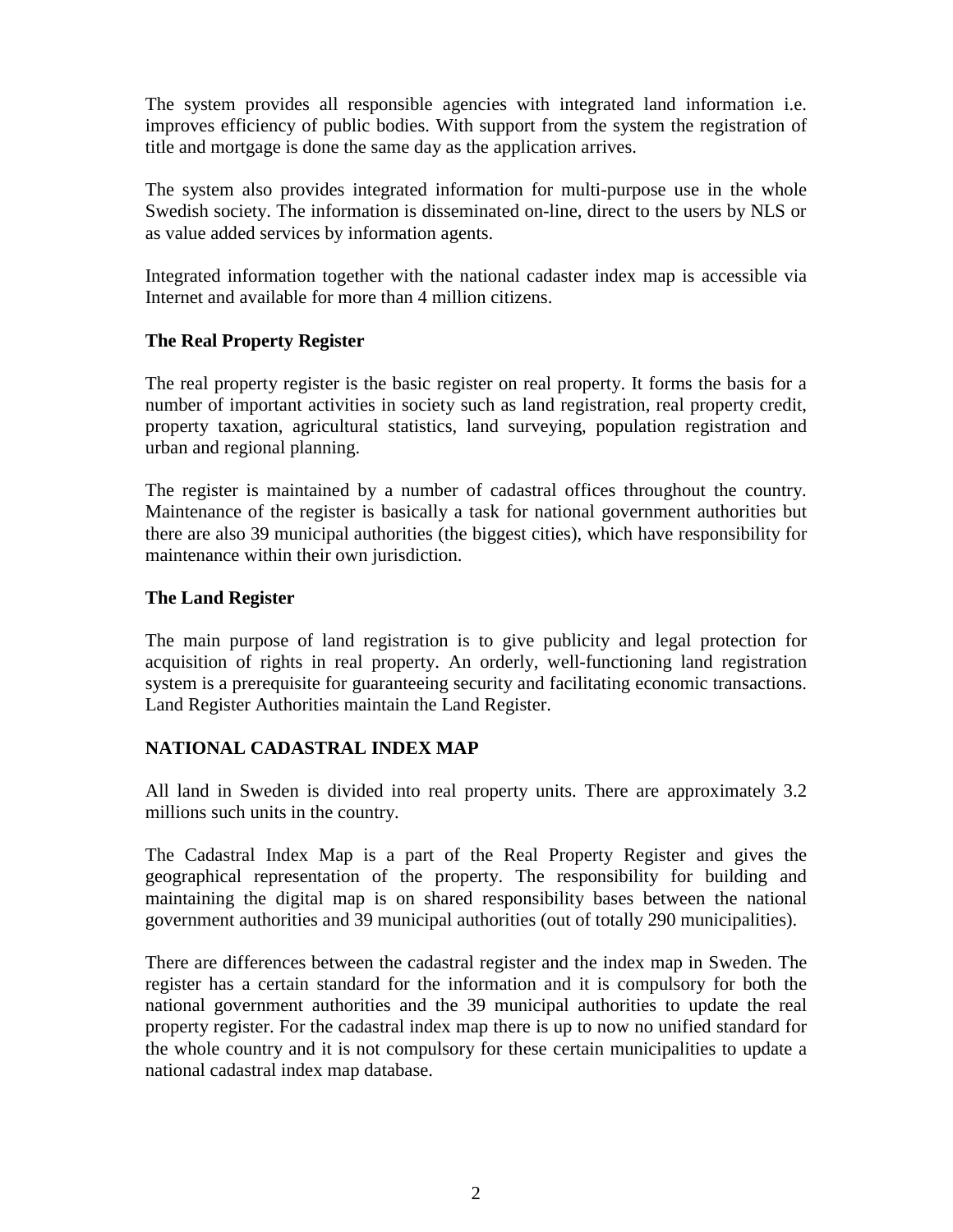The system provides all responsible agencies with integrated land information i.e. improves efficiency of public bodies. With support from the system the registration of title and mortgage is done the same day as the application arrives.

The system also provides integrated information for multi-purpose use in the whole Swedish society. The information is disseminated on-line, direct to the users by NLS or as value added services by information agents.

Integrated information together with the national cadaster index map is accessible via Internet and available for more than 4 million citizens.

### The Real Property Register

The real property register is the basic register on real property. It forms the basis for a number of important activities in society such as land registration, real property credit, property taxation, agricultural statistics, land surveying, population registration and urban and regional planning.

The register is maintained by a number of cadastral offices throughout the country. Maintenance of the register is basically a task for national government authorities but there are also 39 municipal authorities (the biggest cities), which have responsibility for maintenance within their own jurisdiction.

### The Land Register

The main purpose of land registration is to give publicity and legal protection for acquisition of rights in real property. An orderly, well-functioning land registration system is a prerequisite for guaranteeing security and facilitating economic transactions. Land Register Authorities maintain the Land Register.

## NATIONAL CADASTRAL INDEX MAP

All land in Sweden is divided into real property units. There are approximately 3.2 millions such units in the country.

The Cadastral Index Map is a part of the Real Property Register and gives the geographical representation of the property. The responsibility for building and maintaining the digital map is on shared responsibility bases between the national government authorities and 39 municipal authorities (out of totally 290 municipalities).

There are differences between the cadastral register and the index map in Sweden. The register has a certain standard for the information and it is compulsory for both the national government authorities and the 39 municipal authorities to update the real property register. For the cadastral index map there is up to now no unified standard for the whole country and it is not compulsory for these certain municipalities to update a national cadastral index map database.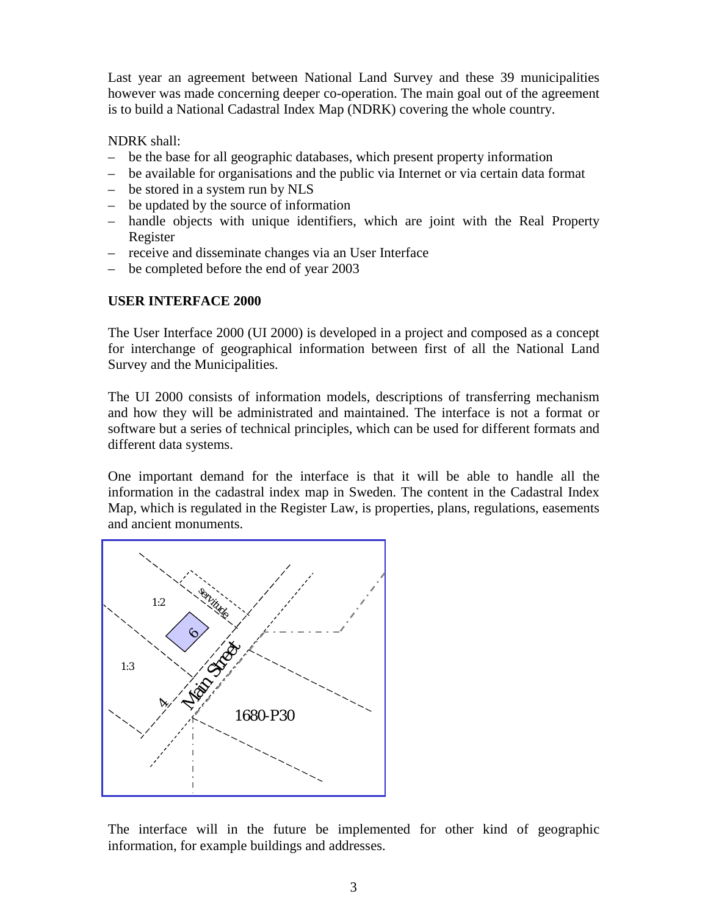Last year an agreement between National Land Survey and these 39 municipalities however was made concerning deeper co-operation. The main goal out of the agreement is to build a National Cadastral Index Map (NDRK) covering the whole country.

NDRK shall:

- be the base for all geographic databases, which present property information
- be available for organisations and the public via Internet or via certain data format
- be stored in a system run by NLS
- be updated by the source of information
- handle objects with unique identifiers, which are joint with the Real Property Register
- receive and disseminate changes via an User Interface
- be completed before the end of year 2003

## USER INTERFACE 2000

The User Interface 2000 (UI 2000) is developed in a project and composed as a concept for interchange of geographical information between first of all the National Land Survey and the Municipalities.

The UI 2000 consists of information models, descriptions of transferring mechanism and how they will be administrated and maintained. The interface is not a format or software but a series of technical principles, which can be used for different formats and different data systems.

One important demand for the interface is that it will be able to handle all the information in the cadastral index map in Sweden. The content in the Cadastral Index Map, which is regulated in the Register Law, is properties, plans, regulations, easements and ancient monuments.

The interface will in the future be implemented for other kind of geographic information, for example buildings and addresses.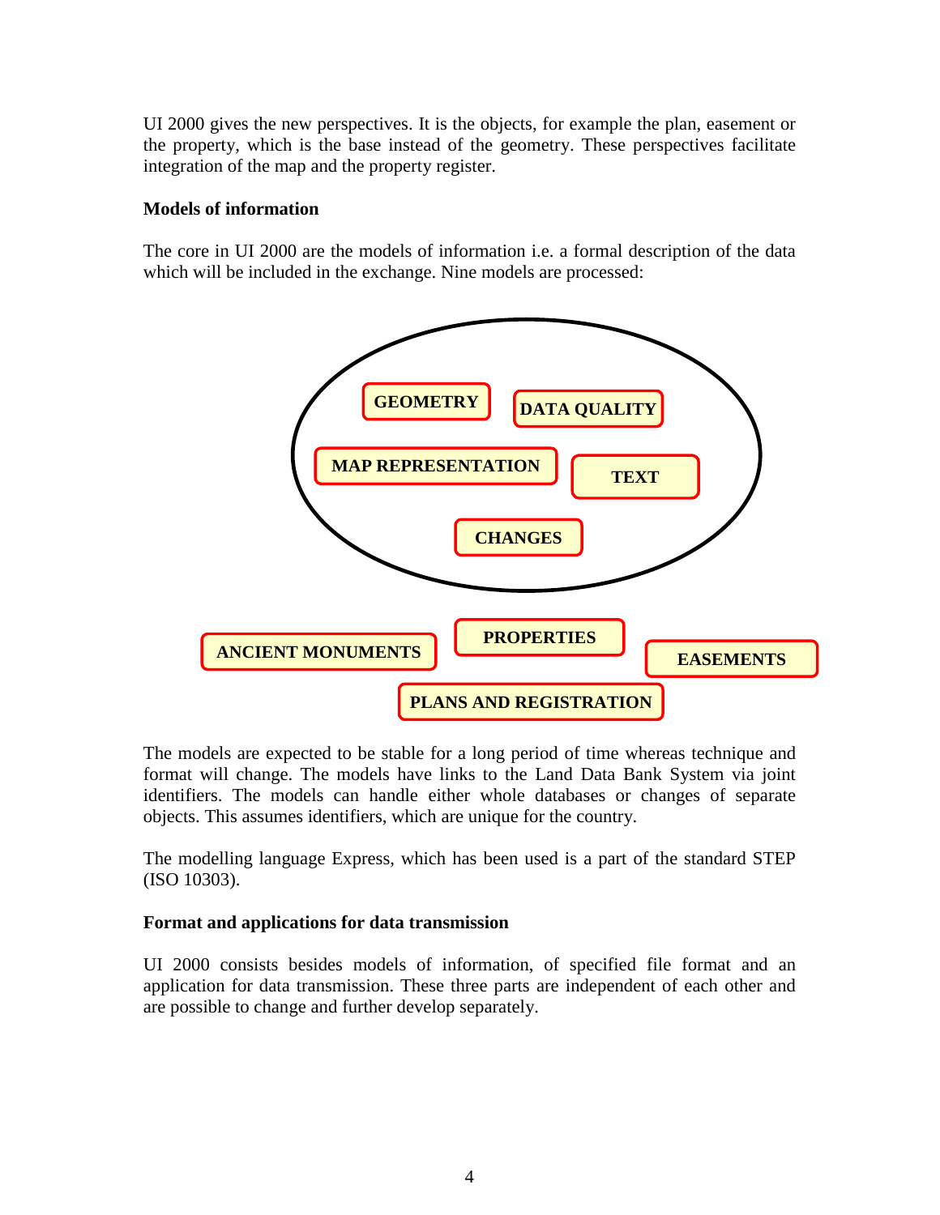UI 2000 gives the new perspectives. It is the objects, for example the plan, easement or the property, which is the base instead of the geometry. These perspectives facilitate integration of the map and the property register.

**Models of information**

The core in UI 2000 are the models of information i.e. a formal description of the data which will be included in the exchange. Nine models are processed:

GEOMETRY
DATA QUALITY
MAP REPRESENTATION
TEXT
CHANGES
ANCIENT MONUMENTS
PROPERTIES
EASEMENTS
PLANS AND REGISTRATION

The models are expected to be stable for a long period of time whereas technique and format will change. The models have links to the Land Data Bank System via joint identifiers. The models can handle either whole databases or changes of separate objects. This assumes identifiers, which are unique for the country.

The modelling language Express, which has been used is a part of the standard STEP (ISO 10303).

**Format and applications for data transmission**

UI 2000 consists besides models of information, of specified file format and an application for data transmission. These three parts are independent of each other and are possible to change and further develop separately.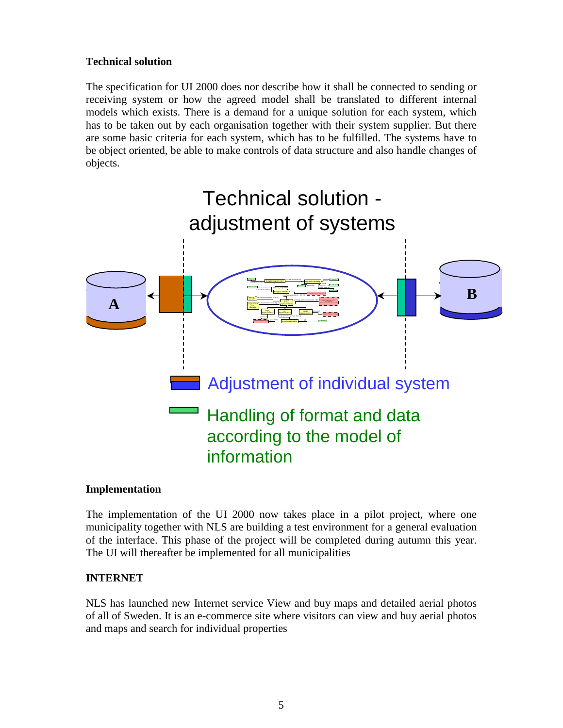**Technical solution**

The specification for UI 2000 does nor describe how it shall be connected to sending or receiving system or how the agreed model shall be translated to different internal models which exists. There is a demand for a unique solution for each system, which has to be taken out by each organisation together with their system supplier. But there are some basic criteria for each system, which has to be fulfilled. The systems have to be object oriented, be able to make controls of data structure and also handle changes of objects.

Technical solution - adjustment of systems

A

B

Adjustment of individual system

Handling of format and data according to the model of information

**Implementation**

The implementation of the UI 2000 now takes place in a pilot project, where one municipality together with NLS are building a test environment for a general evaluation of the interface. This phase of the project will be completed during autumn this year. The UI will thereafter be implemented for all municipalities

**INTERNET**

NLS has launched new Internet service View and buy maps and detailed aerial photos of all of Sweden. It is an e-commerce site where visitors can view and buy aerial photos and maps and search for individual properties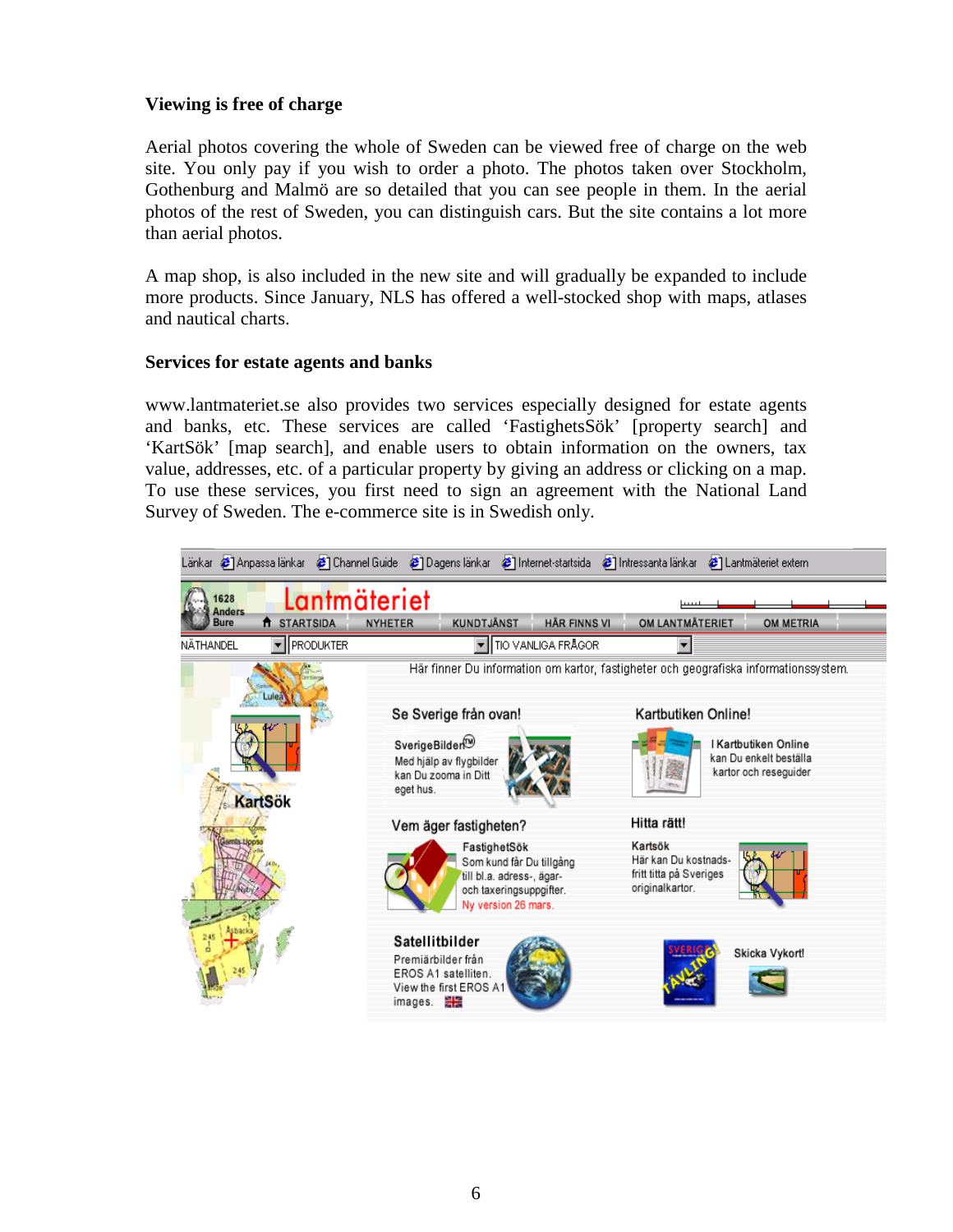**Viewing is free of charge**

Aerial photos covering the whole of Sweden can be viewed free of charge on the web site. You only pay if you wish to order a photo. The photos taken over Stockholm, Gothenburg and Malmö are so detailed that you can see people in them. In the aerial photos of the rest of Sweden, you can distinguish cars. But the site contains a lot more than aerial photos.

A map shop, is also included in the new site and will gradually be expanded to include more products. Since January, NLS has offered a well-stocked shop with maps, atlases and nautical charts.

**Services for estate agents and banks**

www.lantmateriet.se also provides two services especially designed for estate agents and banks, etc. These services are called 'FastighetsSök' [property search] and 'KartSök' [map search], and enable users to obtain information on the owners, tax value, addresses, etc. of a particular property by giving an address or clicking on a map. To use these services, you first need to sign an agreement with the National Land Survey of Sweden. The e-commerce site is in Swedish only.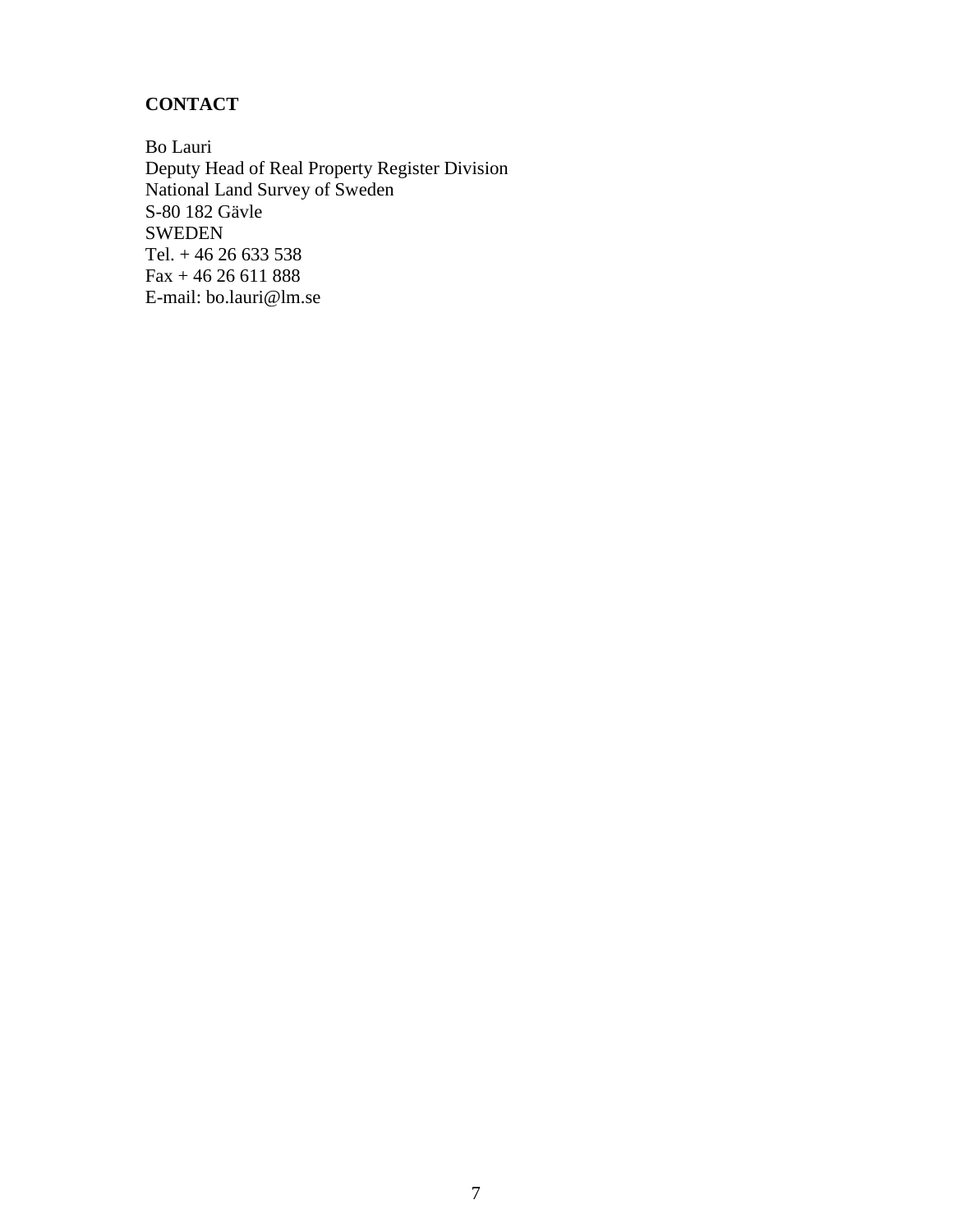## CONTACT

Bo Lauri
Deputy Head of Real Property Register Division
National Land Survey of Sweden
S-80 182 Gävle
SWEDEN
Tel. + 46 26 633 538
Fax + 46 26 611 888
E-mail: bo.lauri@lm.se